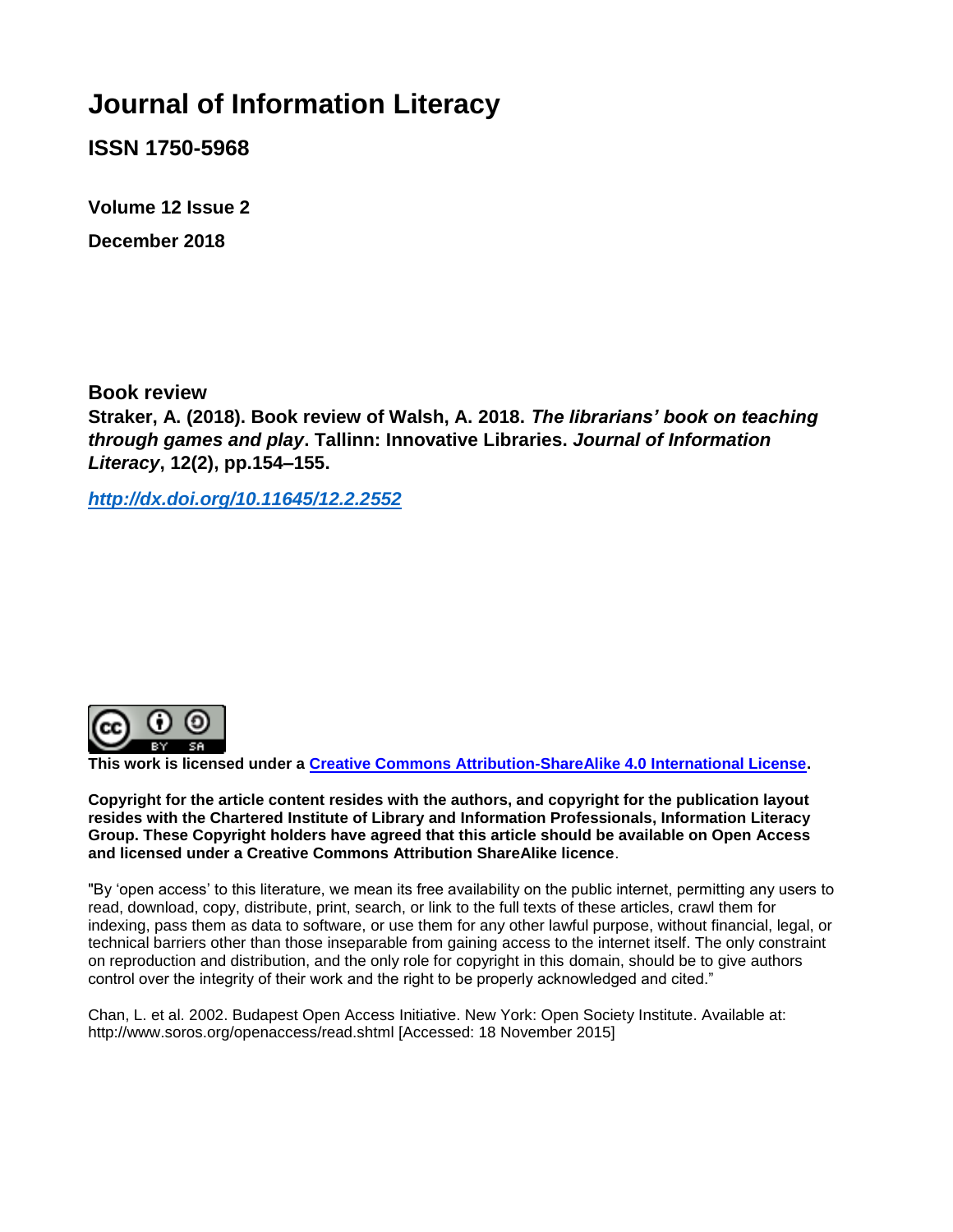# Journal of Information Literacy

## ISSN 1750-5968

**Volume 12 Issue 2**

**December 2018**

**Book review**

**Straker, A. (2018). Book review of Walsh, A. 2018. *The librarians' book on teaching through games and play*. Tallinn: Innovative Libraries. *Journal of Information Literacy*, 12(2), pp.154–155.**

***http://dx.doi.org/10.11645/12.2.2552***

**This work is licensed under a Creative Commons Attribution-ShareAlike 4.0 International License.**

**Copyright for the article content resides with the authors, and copyright for the publication layout resides with the Chartered Institute of Library and Information Professionals, Information Literacy Group. These Copyright holders have agreed that this article should be available on Open Access and licensed under a Creative Commons Attribution ShareAlike licence**.

"By 'open access' to this literature, we mean its free availability on the public internet, permitting any users to read, download, copy, distribute, print, search, or link to the full texts of these articles, crawl them for indexing, pass them as data to software, or use them for any other lawful purpose, without financial, legal, or technical barriers other than those inseparable from gaining access to the internet itself. The only constraint on reproduction and distribution, and the only role for copyright in this domain, should be to give authors control over the integrity of their work and the right to be properly acknowledged and cited."

Chan, L. et al. 2002. Budapest Open Access Initiative. New York: Open Society Institute. Available at: http://www.soros.org/openaccess/read.shtml [Accessed: 18 November 2015]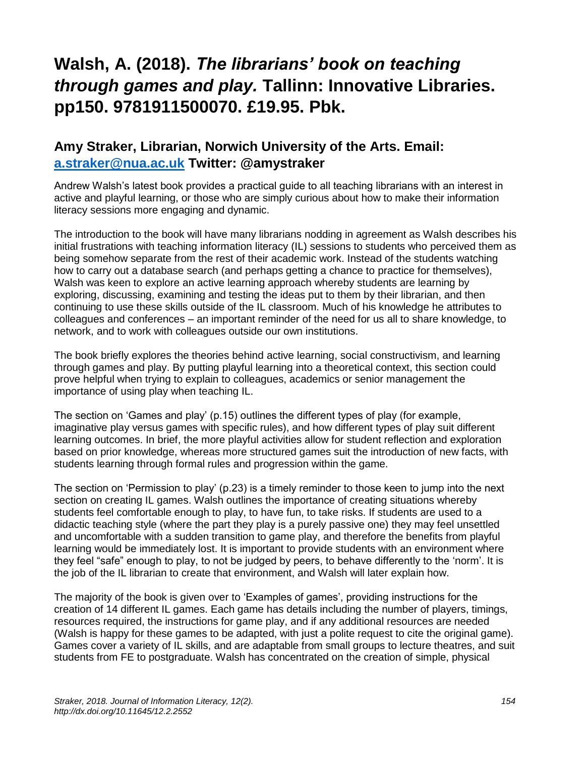# Walsh, A. (2018). *The librarians' book on teaching through games and play.* Tallinn: Innovative Libraries. pp150. 9781911500070. £19.95. Pbk.

## Amy Straker, Librarian, Norwich University of the Arts. Email: [a.straker@nua.ac.uk](mailto:a.straker@nua.ac.uk) Twitter: @amystraker

Andrew Walsh's latest book provides a practical guide to all teaching librarians with an interest in active and playful learning, or those who are simply curious about how to make their information literacy sessions more engaging and dynamic.

The introduction to the book will have many librarians nodding in agreement as Walsh describes his initial frustrations with teaching information literacy (IL) sessions to students who perceived them as being somehow separate from the rest of their academic work. Instead of the students watching how to carry out a database search (and perhaps getting a chance to practice for themselves), Walsh was keen to explore an active learning approach whereby students are learning by exploring, discussing, examining and testing the ideas put to them by their librarian, and then continuing to use these skills outside of the IL classroom. Much of his knowledge he attributes to colleagues and conferences – an important reminder of the need for us all to share knowledge, to network, and to work with colleagues outside our own institutions.

The book briefly explores the theories behind active learning, social constructivism, and learning through games and play. By putting playful learning into a theoretical context, this section could prove helpful when trying to explain to colleagues, academics or senior management the importance of using play when teaching IL.

The section on 'Games and play' (p.15) outlines the different types of play (for example, imaginative play versus games with specific rules), and how different types of play suit different learning outcomes. In brief, the more playful activities allow for student reflection and exploration based on prior knowledge, whereas more structured games suit the introduction of new facts, with students learning through formal rules and progression within the game.

The section on 'Permission to play' (p.23) is a timely reminder to those keen to jump into the next section on creating IL games. Walsh outlines the importance of creating situations whereby students feel comfortable enough to play, to have fun, to take risks. If students are used to a didactic teaching style (where the part they play is a purely passive one) they may feel unsettled and uncomfortable with a sudden transition to game play, and therefore the benefits from playful learning would be immediately lost. It is important to provide students with an environment where they feel "safe" enough to play, to not be judged by peers, to behave differently to the 'norm'. It is the job of the IL librarian to create that environment, and Walsh will later explain how.

The majority of the book is given over to 'Examples of games', providing instructions for the creation of 14 different IL games. Each game has details including the number of players, timings, resources required, the instructions for game play, and if any additional resources are needed (Walsh is happy for these games to be adapted, with just a polite request to cite the original game). Games cover a variety of IL skills, and are adaptable from small groups to lecture theatres, and suit students from FE to postgraduate. Walsh has concentrated on the creation of simple, physical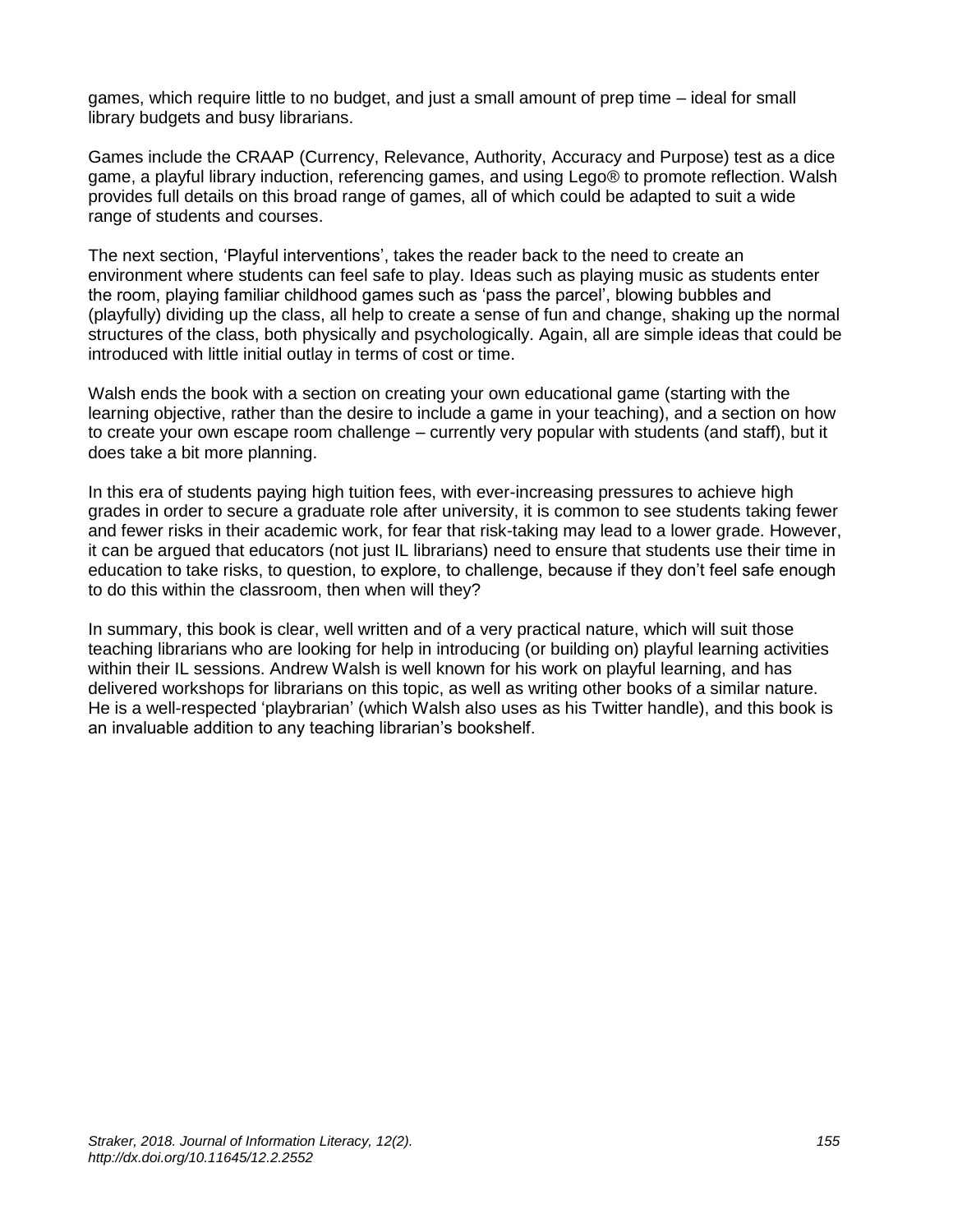games, which require little to no budget, and just a small amount of prep time – ideal for small library budgets and busy librarians.

Games include the CRAAP (Currency, Relevance, Authority, Accuracy and Purpose) test as a dice game, a playful library induction, referencing games, and using Lego® to promote reflection. Walsh provides full details on this broad range of games, all of which could be adapted to suit a wide range of students and courses.

The next section, 'Playful interventions', takes the reader back to the need to create an environment where students can feel safe to play. Ideas such as playing music as students enter the room, playing familiar childhood games such as 'pass the parcel', blowing bubbles and (playfully) dividing up the class, all help to create a sense of fun and change, shaking up the normal structures of the class, both physically and psychologically. Again, all are simple ideas that could be introduced with little initial outlay in terms of cost or time.

Walsh ends the book with a section on creating your own educational game (starting with the learning objective, rather than the desire to include a game in your teaching), and a section on how to create your own escape room challenge – currently very popular with students (and staff), but it does take a bit more planning.

In this era of students paying high tuition fees, with ever-increasing pressures to achieve high grades in order to secure a graduate role after university, it is common to see students taking fewer and fewer risks in their academic work, for fear that risk-taking may lead to a lower grade. However, it can be argued that educators (not just IL librarians) need to ensure that students use their time in education to take risks, to question, to explore, to challenge, because if they don't feel safe enough to do this within the classroom, then when will they?

In summary, this book is clear, well written and of a very practical nature, which will suit those teaching librarians who are looking for help in introducing (or building on) playful learning activities within their IL sessions. Andrew Walsh is well known for his work on playful learning, and has delivered workshops for librarians on this topic, as well as writing other books of a similar nature. He is a well-respected 'playbrarian' (which Walsh also uses as his Twitter handle), and this book is an invaluable addition to any teaching librarian's bookshelf.